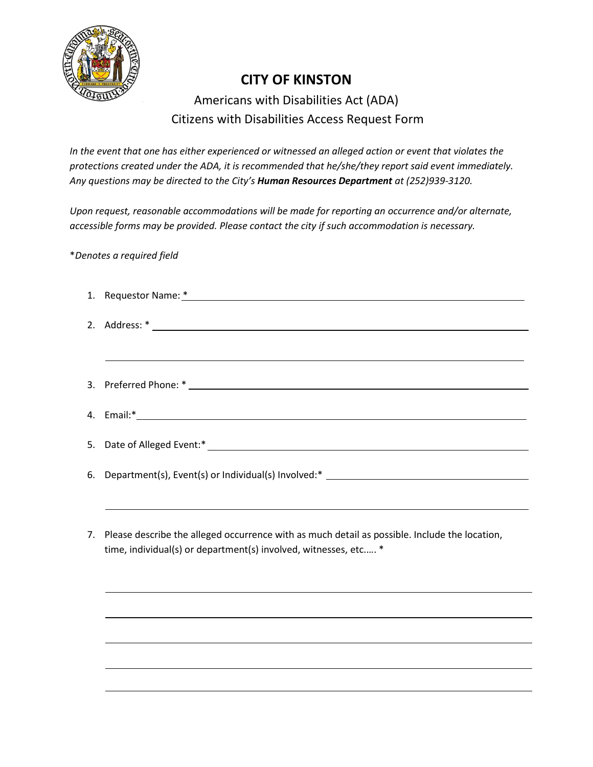# CITY OF KINSTON

## Americans with Disabilities Act (ADA)
## Citizens with Disabilities Access Request Form

*In the event that one has either experienced or witnessed an alleged action or event that violates the protections created under the ADA, it is recommended that he/she/they report said event immediately. Any questions may be directed to the City's **Human Resources Department** at (252)939-3120.*

*Upon request, reasonable accommodations will be made for reporting an occurrence and/or alternate, accessible forms may be provided. Please contact the city if such accommodation is necessary.*

*\*Denotes a required field*

1. Requestor Name: * ______________________________________________

2. Address: * ______________________________________________

   ______________________________________________

3. Preferred Phone: * ______________________________________________

4. Email:* ______________________________________________

5. Date of Alleged Event:* ______________________________________________

6. Department(s), Event(s) or Individual(s) Involved:* ______________________________________________

   ______________________________________________

7. Please describe the alleged occurrence with as much detail as possible. Include the location, time, individual(s) or department(s) involved, witnesses, etc…. *

   ______________________________________________

   ______________________________________________

   ______________________________________________

   ______________________________________________

   ______________________________________________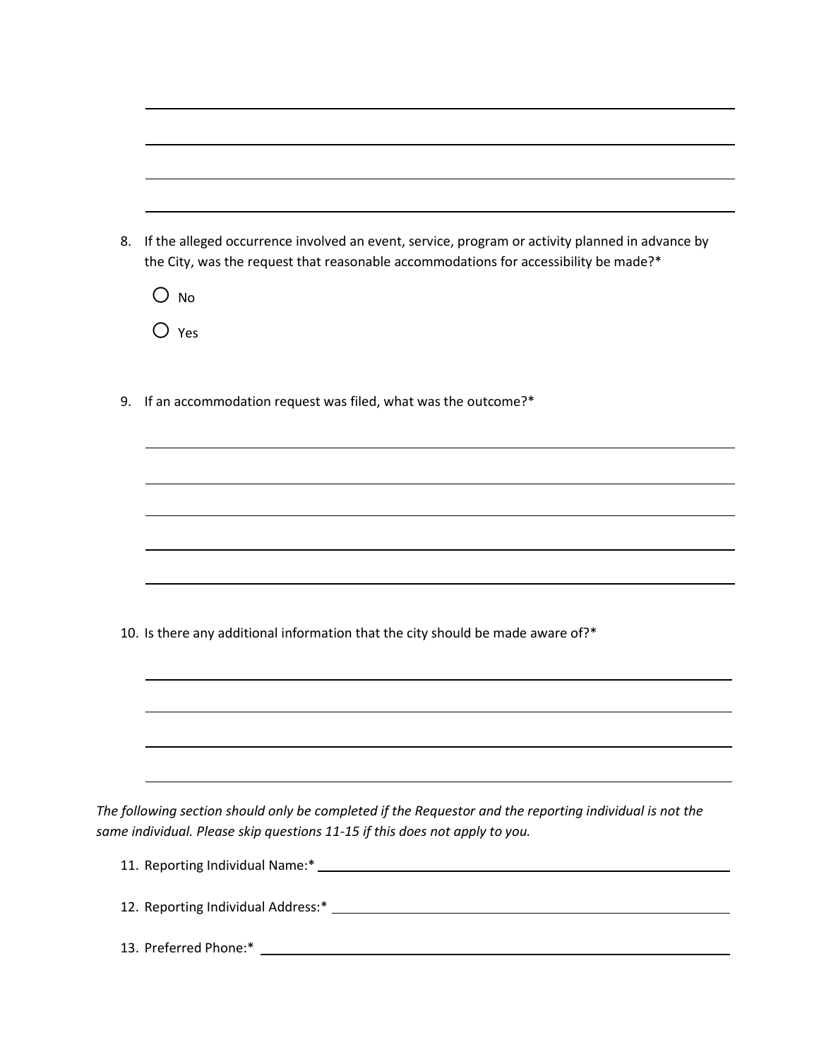8. If the alleged occurrence involved an event, service, program or activity planned in advance by the City, was the request that reasonable accommodations for accessibility be made?*

   ○ No

   ○ Yes

9. If an accommodation request was filed, what was the outcome?*

10. Is there any additional information that the city should be made aware of?*

*The following section should only be completed if the Requestor and the reporting individual is not the same individual. Please skip questions 11-15 if this does not apply to you.*

11. Reporting Individual Name:* ______________________________

12. Reporting Individual Address:* ______________________________

13. Preferred Phone:* ______________________________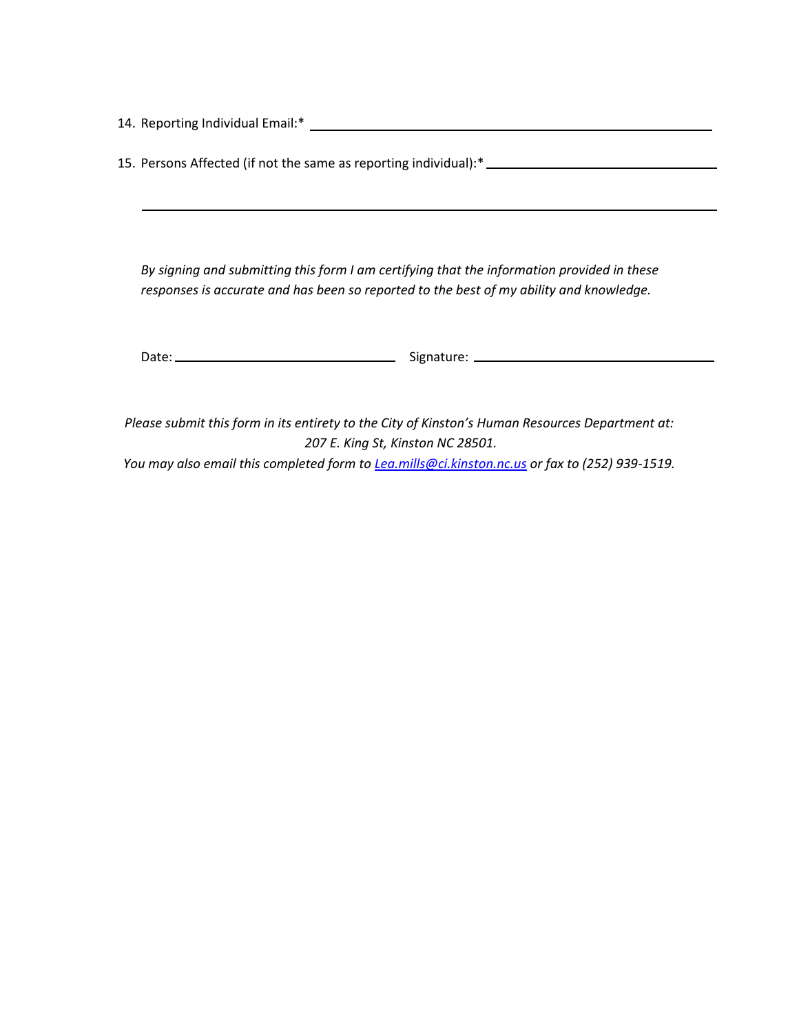14. Reporting Individual Email:* \_\_\_\_\_\_\_\_\_\_\_\_\_\_\_\_\_\_\_\_\_\_\_\_\_\_\_\_\_\_\_\_\_\_\_\_\_\_\_\_

15. Persons Affected (if not the same as reporting individual):* \_\_\_\_\_\_\_\_\_\_\_\_\_\_\_\_\_\_\_\_\_\_\_\_\_\_\_\_

\_\_\_\_\_\_\_\_\_\_\_\_\_\_\_\_\_\_\_\_\_\_\_\_\_\_\_\_\_\_\_\_\_\_\_\_\_\_\_\_\_\_\_\_\_\_\_\_\_\_\_\_\_\_\_\_\_\_\_\_

*By signing and submitting this form I am certifying that the information provided in these responses is accurate and has been so reported to the best of my ability and knowledge.*

Date: \_\_\_\_\_\_\_\_\_\_\_\_\_\_\_\_\_\_\_\_\_\_\_\_\_\_ Signature: \_\_\_\_\_\_\_\_\_\_\_\_\_\_\_\_\_\_\_\_\_\_\_\_\_\_\_\_

*Please submit this form in its entirety to the City of Kinston's Human Resources Department at: 207 E. King St, Kinston NC 28501.*

*You may also email this completed form to [Lea.mills@ci.kinston.nc.us](mailto:Lea.mills@ci.kinston.nc.us) or fax to (252) 939-1519.*